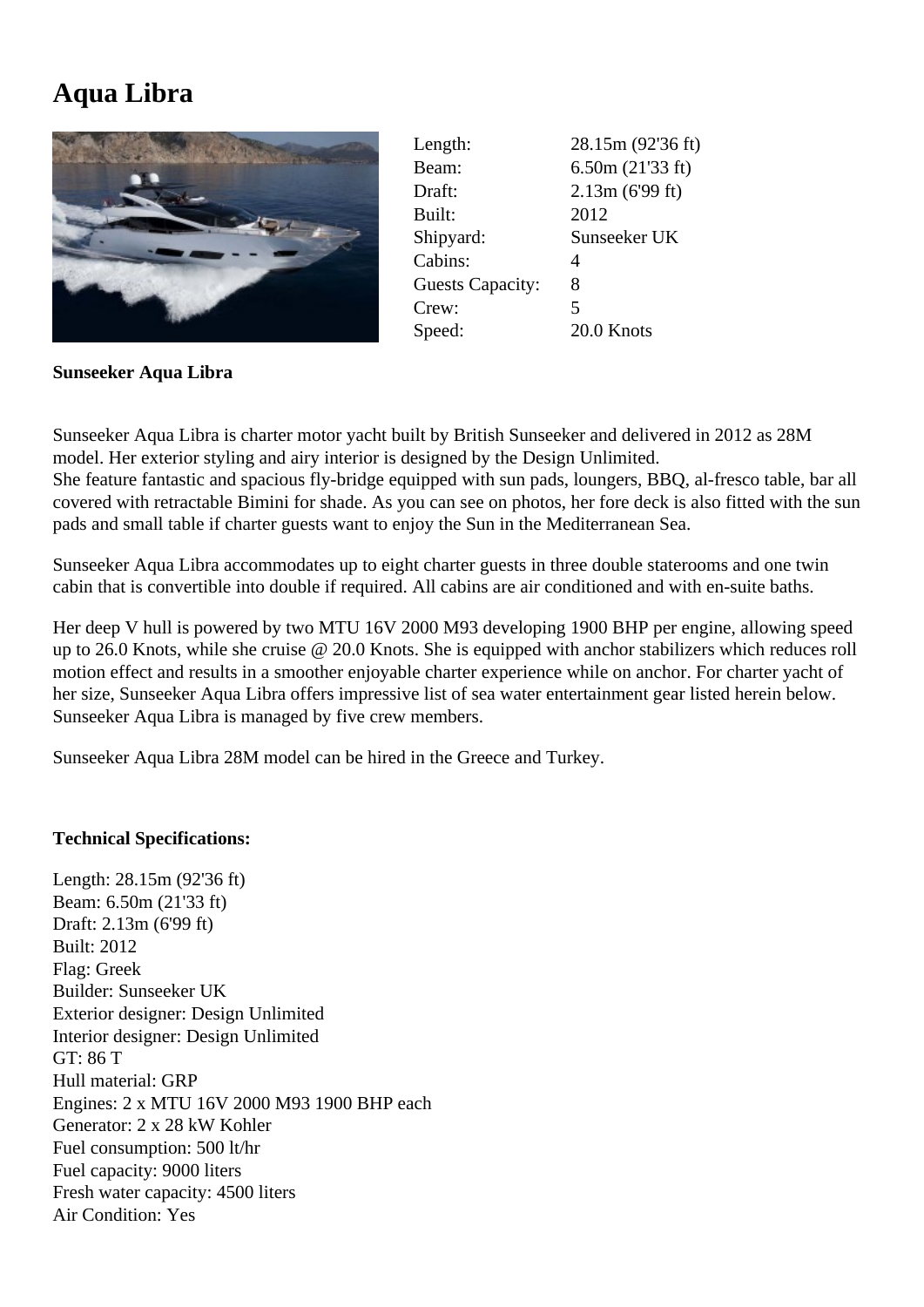# Aqua Libra

| | |
|---|---|
| Length: | 28.15m (92'36 ft) |
| Beam: | 6.50m (21'33 ft) |
| Draft: | 2.13m (6'99 ft) |
| Built: | 2012 |
| Shipyard: | Sunseeker UK |
| Cabins: | 4 |
| Guests Capacity: | 8 |
| Crew: | 5 |
| Speed: | 20.0 Knots |

**Sunseeker Aqua Libra**

Sunseeker Aqua Libra is charter motor yacht built by British Sunseeker and delivered in 2012 as 28M model. Her exterior styling and airy interior is designed by the Design Unlimited.
She feature fantastic and spacious fly-bridge equipped with sun pads, loungers, BBQ, al-fresco table, bar all covered with retractable Bimini for shade. As you can see on photos, her fore deck is also fitted with the sun pads and small table if charter guests want to enjoy the Sun in the Mediterranean Sea.

Sunseeker Aqua Libra accommodates up to eight charter guests in three double staterooms and one twin cabin that is convertible into double if required. All cabins are air conditioned and with en-suite baths.

Her deep V hull is powered by two MTU 16V 2000 M93 developing 1900 BHP per engine, allowing speed up to 26.0 Knots, while she cruise @ 20.0 Knots. She is equipped with anchor stabilizers which reduces roll motion effect and results in a smoother enjoyable charter experience while on anchor. For charter yacht of her size, Sunseeker Aqua Libra offers impressive list of sea water entertainment gear listed herein below. Sunseeker Aqua Libra is managed by five crew members.

Sunseeker Aqua Libra 28M model can be hired in the Greece and Turkey.

**Technical Specifications:**

Length: 28.15m (92'36 ft)
Beam: 6.50m (21'33 ft)
Draft: 2.13m (6'99 ft)
Built: 2012
Flag: Greek
Builder: Sunseeker UK
Exterior designer: Design Unlimited
Interior designer: Design Unlimited
GT: 86 T
Hull material: GRP
Engines: 2 x MTU 16V 2000 M93 1900 BHP each
Generator: 2 x 28 kW Kohler
Fuel consumption: 500 lt/hr
Fuel capacity: 9000 liters
Fresh water capacity: 4500 liters
Air Condition: Yes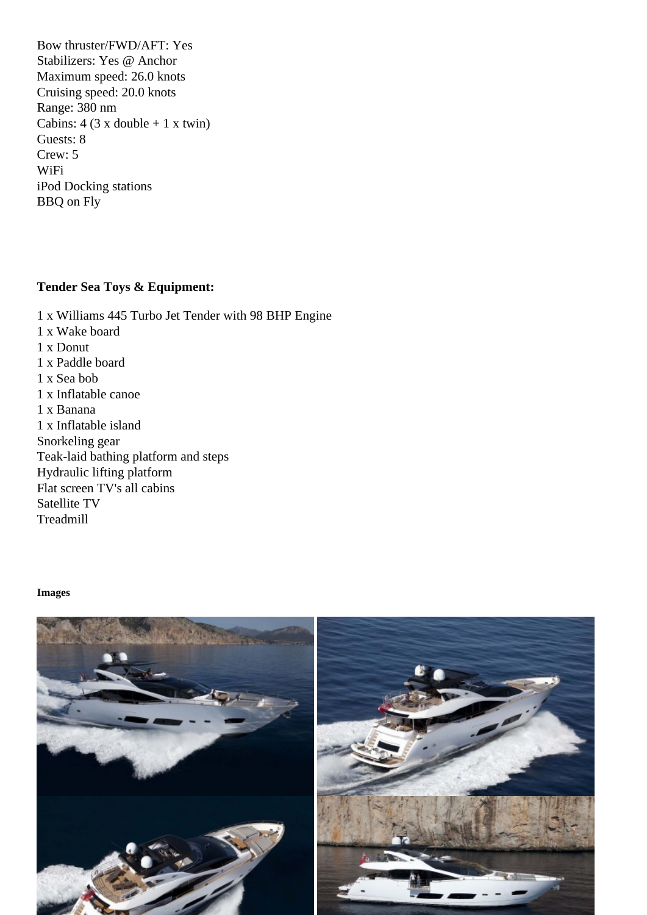Bow thruster/FWD/AFT: Yes
Stabilizers: Yes @ Anchor
Maximum speed: 26.0 knots
Cruising speed: 20.0 knots
Range: 380 nm
Cabins: 4 (3 x double + 1 x twin)
Guests: 8
Crew: 5
WiFi
iPod Docking stations
BBQ on Fly

**Tender Sea Toys & Equipment:**

1 x Williams 445 Turbo Jet Tender with 98 BHP Engine
1 x Wake board
1 x Donut
1 x Paddle board
1 x Sea bob
1 x Inflatable canoe
1 x Banana
1 x Inflatable island
Snorkeling gear
Teak-laid bathing platform and steps
Hydraulic lifting platform
Flat screen TV's all cabins
Satellite TV
Treadmill

**Images**